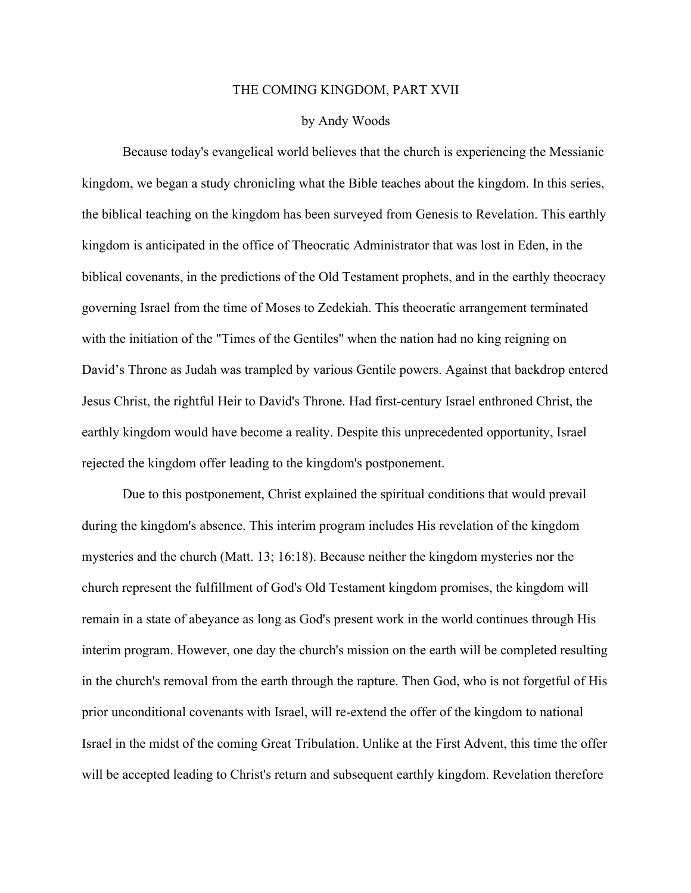# THE COMING KINGDOM, PART XVII

by Andy Woods

Because today's evangelical world believes that the church is experiencing the Messianic kingdom, we began a study chronicling what the Bible teaches about the kingdom. In this series, the biblical teaching on the kingdom has been surveyed from Genesis to Revelation. This earthly kingdom is anticipated in the office of Theocratic Administrator that was lost in Eden, in the biblical covenants, in the predictions of the Old Testament prophets, and in the earthly theocracy governing Israel from the time of Moses to Zedekiah. This theocratic arrangement terminated with the initiation of the "Times of the Gentiles" when the nation had no king reigning on David's Throne as Judah was trampled by various Gentile powers. Against that backdrop entered Jesus Christ, the rightful Heir to David's Throne. Had first-century Israel enthroned Christ, the earthly kingdom would have become a reality. Despite this unprecedented opportunity, Israel rejected the kingdom offer leading to the kingdom's postponement.

Due to this postponement, Christ explained the spiritual conditions that would prevail during the kingdom's absence. This interim program includes His revelation of the kingdom mysteries and the church (Matt. 13; 16:18). Because neither the kingdom mysteries nor the church represent the fulfillment of God's Old Testament kingdom promises, the kingdom will remain in a state of abeyance as long as God's present work in the world continues through His interim program. However, one day the church's mission on the earth will be completed resulting in the church's removal from the earth through the rapture. Then God, who is not forgetful of His prior unconditional covenants with Israel, will re-extend the offer of the kingdom to national Israel in the midst of the coming Great Tribulation. Unlike at the First Advent, this time the offer will be accepted leading to Christ's return and subsequent earthly kingdom. Revelation therefore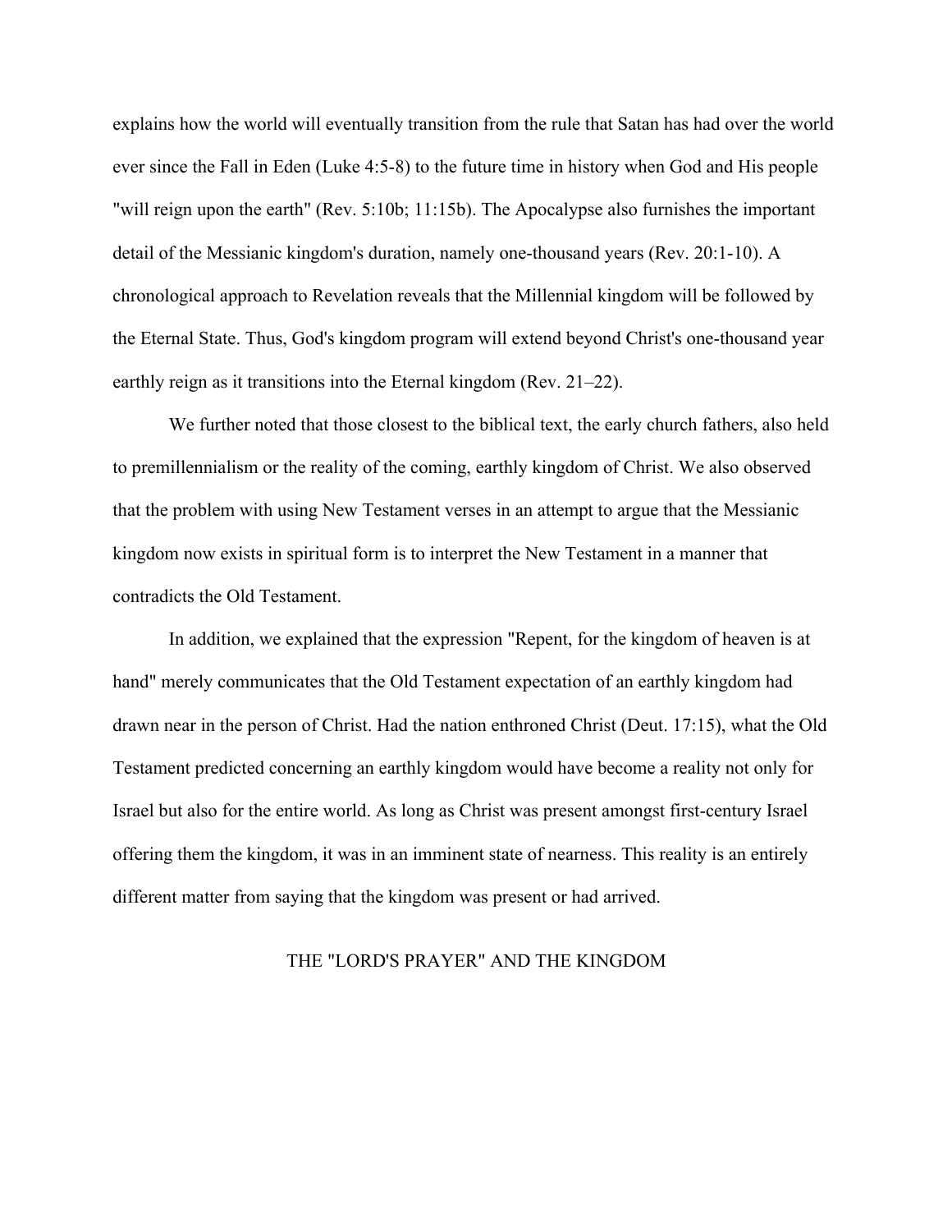explains how the world will eventually transition from the rule that Satan has had over the world ever since the Fall in Eden (Luke 4:5-8) to the future time in history when God and His people "will reign upon the earth" (Rev. 5:10b; 11:15b). The Apocalypse also furnishes the important detail of the Messianic kingdom's duration, namely one-thousand years (Rev. 20:1-10). A chronological approach to Revelation reveals that the Millennial kingdom will be followed by the Eternal State. Thus, God's kingdom program will extend beyond Christ's one-thousand year earthly reign as it transitions into the Eternal kingdom (Rev. 21–22).

We further noted that those closest to the biblical text, the early church fathers, also held to premillennialism or the reality of the coming, earthly kingdom of Christ. We also observed that the problem with using New Testament verses in an attempt to argue that the Messianic kingdom now exists in spiritual form is to interpret the New Testament in a manner that contradicts the Old Testament.

In addition, we explained that the expression "Repent, for the kingdom of heaven is at hand" merely communicates that the Old Testament expectation of an earthly kingdom had drawn near in the person of Christ. Had the nation enthroned Christ (Deut. 17:15), what the Old Testament predicted concerning an earthly kingdom would have become a reality not only for Israel but also for the entire world. As long as Christ was present amongst first-century Israel offering them the kingdom, it was in an imminent state of nearness. This reality is an entirely different matter from saying that the kingdom was present or had arrived.

## THE "LORD'S PRAYER" AND THE KINGDOM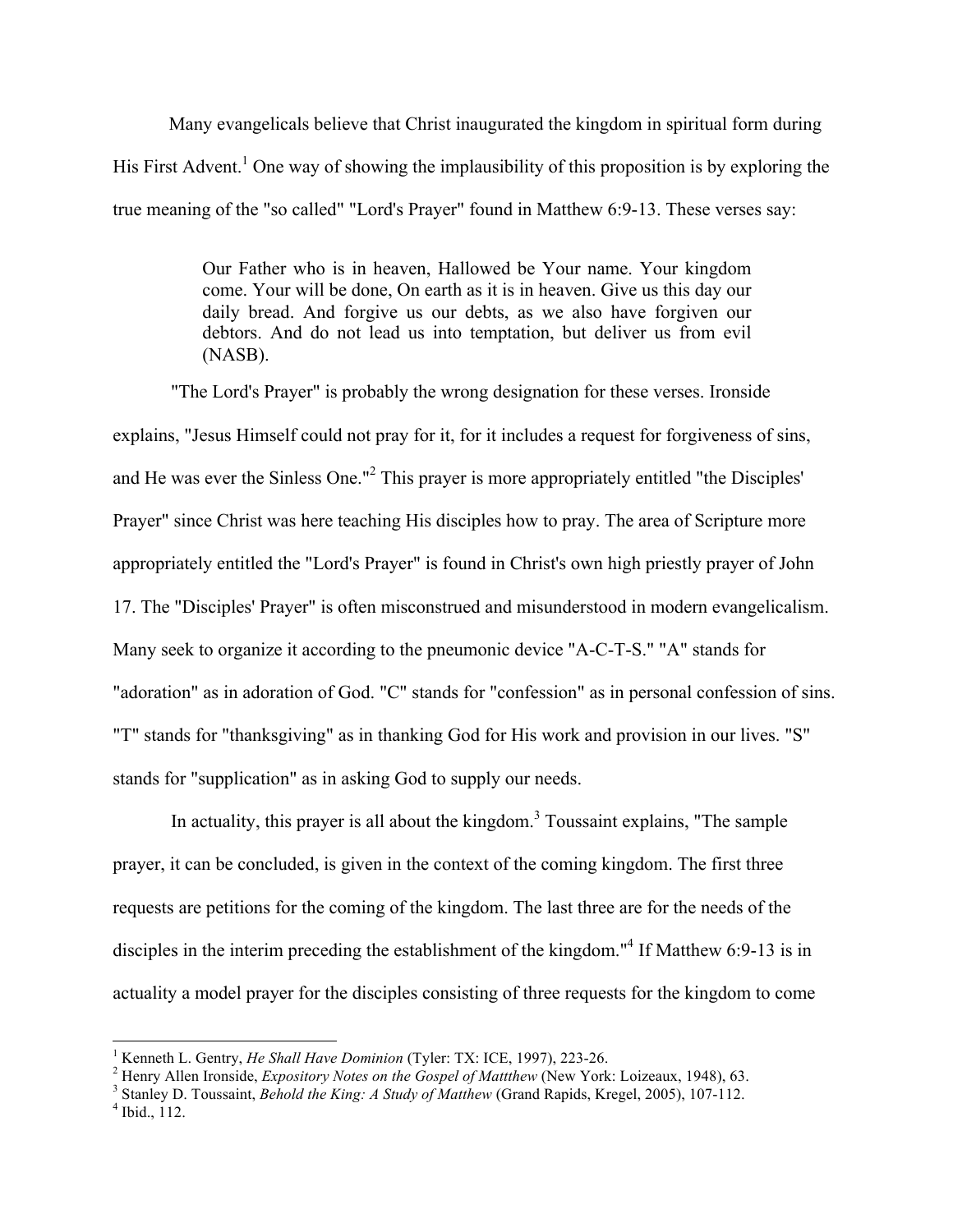Many evangelicals believe that Christ inaugurated the kingdom in spiritual form during His First Advent.[1] One way of showing the implausibility of this proposition is by exploring the true meaning of the "so called" "Lord's Prayer" found in Matthew 6:9-13. These verses say:

> Our Father who is in heaven, Hallowed be Your name. Your kingdom come. Your will be done, On earth as it is in heaven. Give us this day our daily bread. And forgive us our debts, as we also have forgiven our debtors. And do not lead us into temptation, but deliver us from evil (NASB).

"The Lord's Prayer" is probably the wrong designation for these verses. Ironside explains, "Jesus Himself could not pray for it, for it includes a request for forgiveness of sins, and He was ever the Sinless One."[2] This prayer is more appropriately entitled "the Disciples' Prayer" since Christ was here teaching His disciples how to pray. The area of Scripture more appropriately entitled the "Lord's Prayer" is found in Christ's own high priestly prayer of John 17. The "Disciples' Prayer" is often misconstrued and misunderstood in modern evangelicalism. Many seek to organize it according to the pneumonic device "A-C-T-S." "A" stands for "adoration" as in adoration of God. "C" stands for "confession" as in personal confession of sins. "T" stands for "thanksgiving" as in thanking God for His work and provision in our lives. "S" stands for "supplication" as in asking God to supply our needs.

In actuality, this prayer is all about the kingdom.[3] Toussaint explains, "The sample prayer, it can be concluded, is given in the context of the coming kingdom. The first three requests are petitions for the coming of the kingdom. The last three are for the needs of the disciples in the interim preceding the establishment of the kingdom."[4] If Matthew 6:9-13 is in actuality a model prayer for the disciples consisting of three requests for the kingdom to come

---

[1] Kenneth L. Gentry, *He Shall Have Dominion* (Tyler: TX: ICE, 1997), 223-26.
[2] Henry Allen Ironside, *Expository Notes on the Gospel of Mattthew* (New York: Loizeaux, 1948), 63.
[3] Stanley D. Toussaint, *Behold the King: A Study of Matthew* (Grand Rapids, Kregel, 2005), 107-112.
[4] Ibid., 112.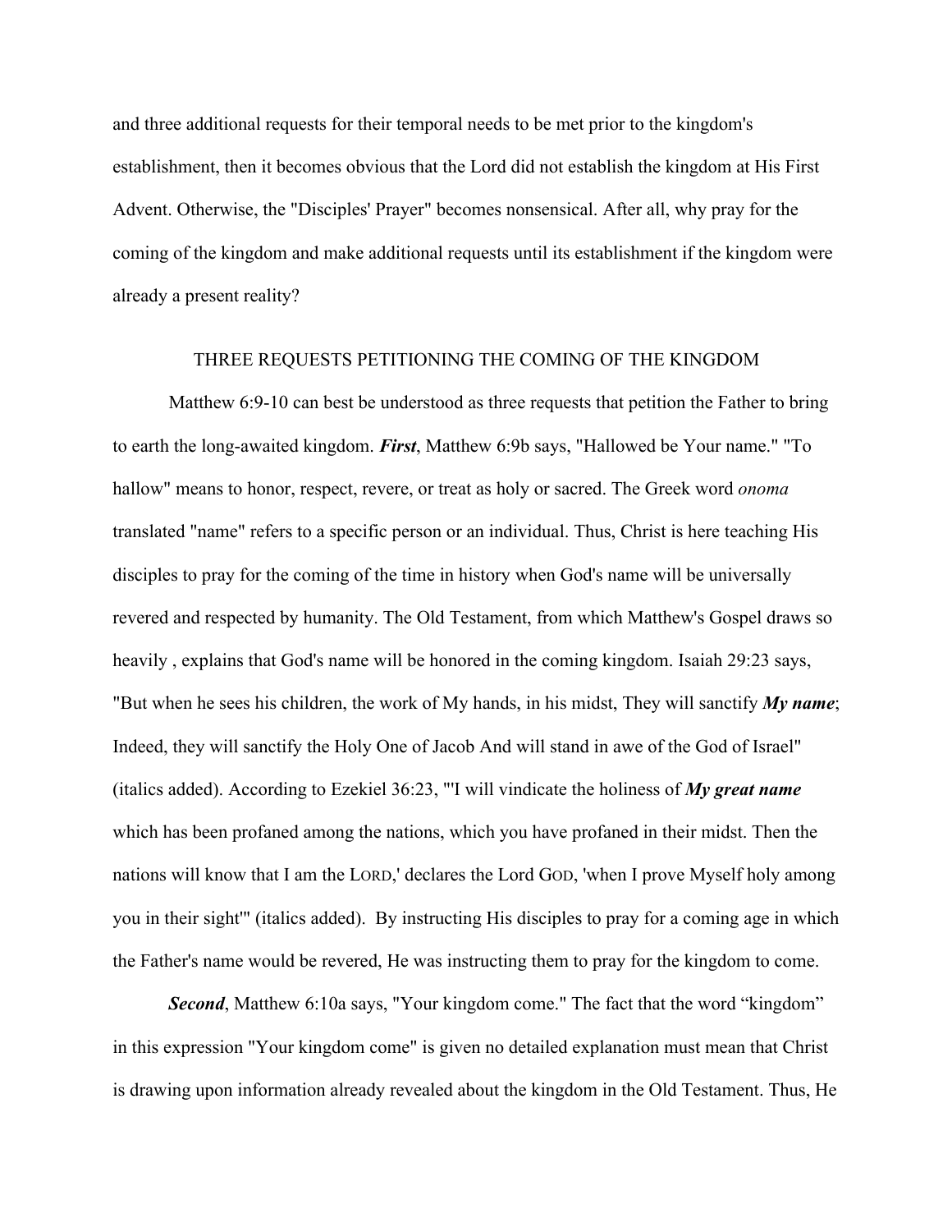and three additional requests for their temporal needs to be met prior to the kingdom's establishment, then it becomes obvious that the Lord did not establish the kingdom at His First Advent. Otherwise, the "Disciples' Prayer" becomes nonsensical. After all, why pray for the coming of the kingdom and make additional requests until its establishment if the kingdom were already a present reality?

## THREE REQUESTS PETITIONING THE COMING OF THE KINGDOM

Matthew 6:9-10 can best be understood as three requests that petition the Father to bring to earth the long-awaited kingdom. ***First***, Matthew 6:9b says, "Hallowed be Your name." "To hallow" means to honor, respect, revere, or treat as holy or sacred. The Greek word *onoma* translated "name" refers to a specific person or an individual. Thus, Christ is here teaching His disciples to pray for the coming of the time in history when God's name will be universally revered and respected by humanity. The Old Testament, from which Matthew's Gospel draws so heavily , explains that God's name will be honored in the coming kingdom. Isaiah 29:23 says, "But when he sees his children, the work of My hands, in his midst, They will sanctify ***My name***; Indeed, they will sanctify the Holy One of Jacob And will stand in awe of the God of Israel" (italics added). According to Ezekiel 36:23, "'I will vindicate the holiness of ***My great name*** which has been profaned among the nations, which you have profaned in their midst. Then the nations will know that I am the LORD,' declares the Lord GOD, 'when I prove Myself holy among you in their sight'" (italics added). By instructing His disciples to pray for a coming age in which the Father's name would be revered, He was instructing them to pray for the kingdom to come.

***Second***, Matthew 6:10a says, "Your kingdom come." The fact that the word "kingdom" in this expression "Your kingdom come" is given no detailed explanation must mean that Christ is drawing upon information already revealed about the kingdom in the Old Testament. Thus, He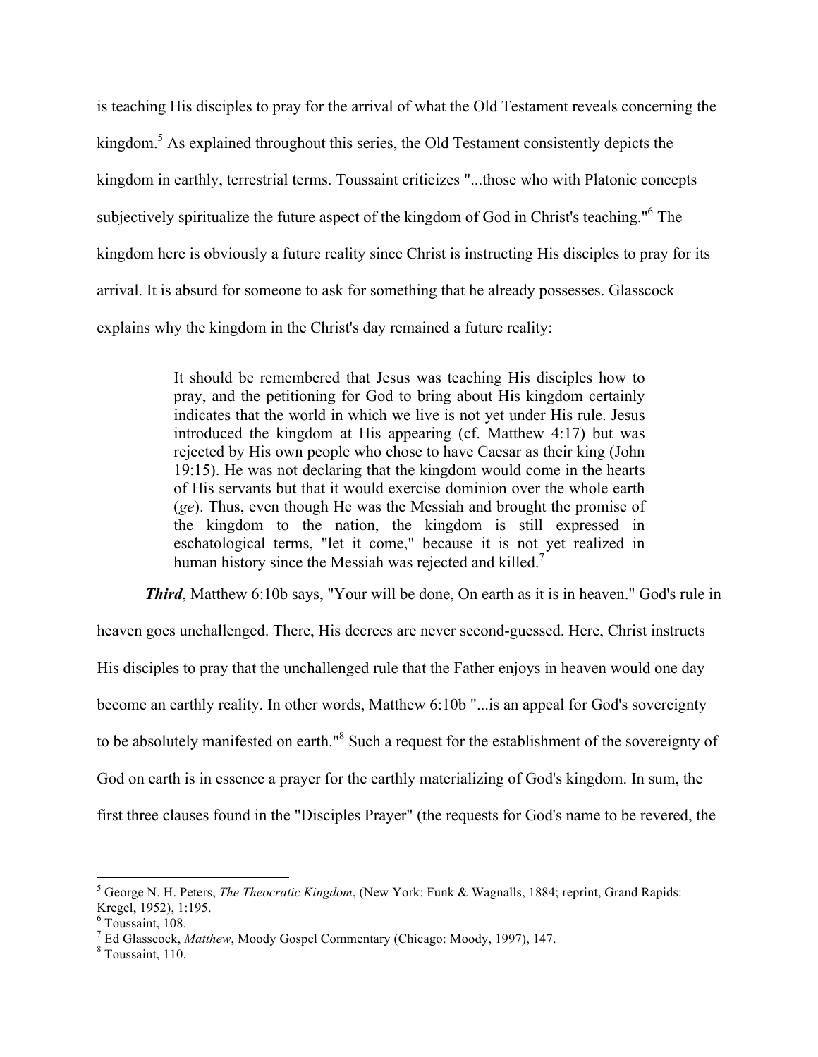is teaching His disciples to pray for the arrival of what the Old Testament reveals concerning the kingdom.[5] As explained throughout this series, the Old Testament consistently depicts the kingdom in earthly, terrestrial terms. Toussaint criticizes "...those who with Platonic concepts subjectively spiritualize the future aspect of the kingdom of God in Christ's teaching."[6] The kingdom here is obviously a future reality since Christ is instructing His disciples to pray for its arrival. It is absurd for someone to ask for something that he already possesses. Glasscock explains why the kingdom in the Christ's day remained a future reality:

> It should be remembered that Jesus was teaching His disciples how to pray, and the petitioning for God to bring about His kingdom certainly indicates that the world in which we live is not yet under His rule. Jesus introduced the kingdom at His appearing (cf. Matthew 4:17) but was rejected by His own people who chose to have Caesar as their king (John 19:15). He was not declaring that the kingdom would come in the hearts of His servants but that it would exercise dominion over the whole earth (*ge*). Thus, even though He was the Messiah and brought the promise of the kingdom to the nation, the kingdom is still expressed in eschatological terms, "let it come," because it is not yet realized in human history since the Messiah was rejected and killed.[7]

***Third***, Matthew 6:10b says, "Your will be done, On earth as it is in heaven." God's rule in heaven goes unchallenged. There, His decrees are never second-guessed. Here, Christ instructs His disciples to pray that the unchallenged rule that the Father enjoys in heaven would one day become an earthly reality. In other words, Matthew 6:10b "...is an appeal for God's sovereignty to be absolutely manifested on earth."[8] Such a request for the establishment of the sovereignty of God on earth is in essence a prayer for the earthly materializing of God's kingdom. In sum, the first three clauses found in the "Disciples Prayer" (the requests for God's name to be revered, the

---

[5] George N. H. Peters, *The Theocratic Kingdom*, (New York: Funk & Wagnalls, 1884; reprint, Grand Rapids: Kregel, 1952), 1:195.

[6] Toussaint, 108.

[7] Ed Glasscock, *Matthew*, Moody Gospel Commentary (Chicago: Moody, 1997), 147.

[8] Toussaint, 110.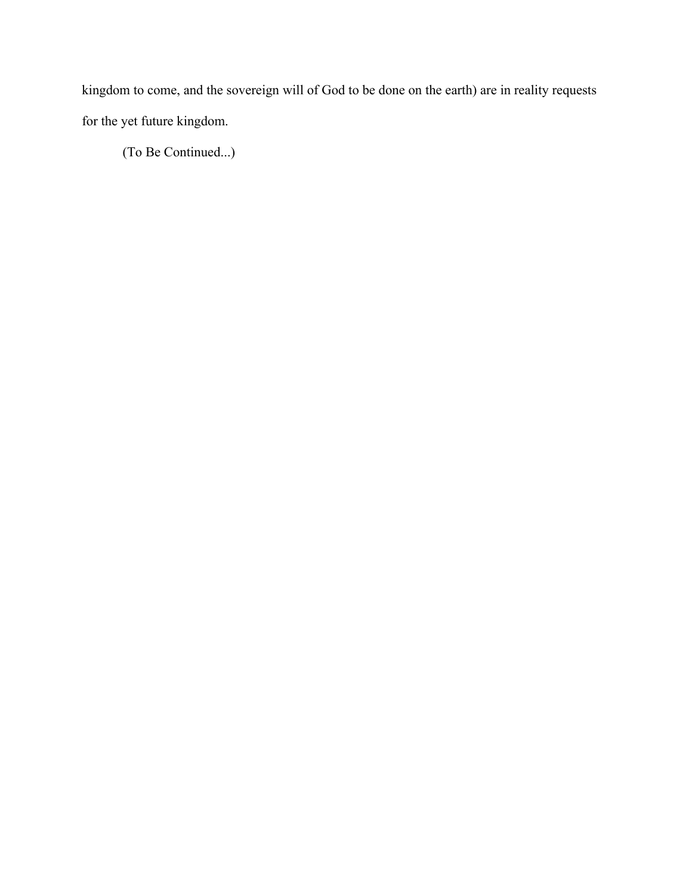kingdom to come, and the sovereign will of God to be done on the earth) are in reality requests for the yet future kingdom.

(To Be Continued...)